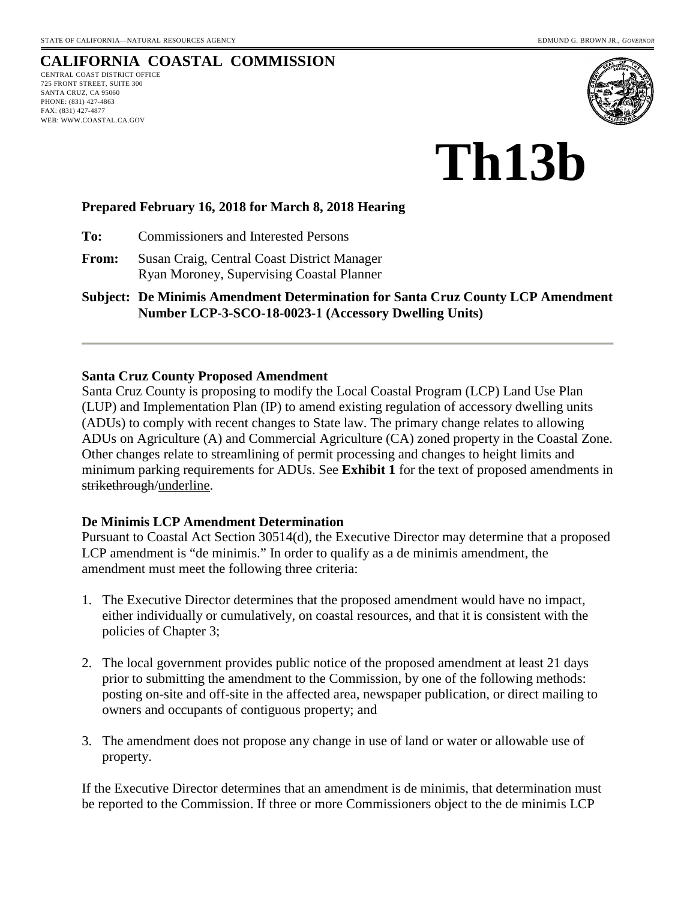STATE OF CALIFORNIA—NATURAL RESOURCES AGENCY

EDMUND G. BROWN JR., *GOVERNOR*

**CALIFORNIA COASTAL COMMISSION**

CENTRAL COAST DISTRICT OFFICE
725 FRONT STREET, SUITE 300
SANTA CRUZ, CA 95060
PHONE: (831) 427-4863
FAX: (831) 427-4877
WEB: WWW.COASTAL.CA.GOV

# Th13b

**Prepared February 16, 2018 for March 8, 2018 Hearing**

**To:** Commissioners and Interested Persons

**From:** Susan Craig, Central Coast District Manager
Ryan Moroney, Supervising Coastal Planner

**Subject: De Minimis Amendment Determination for Santa Cruz County LCP Amendment Number LCP-3-SCO-18-0023-1 (Accessory Dwelling Units)**

---

**Santa Cruz County Proposed Amendment**

Santa Cruz County is proposing to modify the Local Coastal Program (LCP) Land Use Plan (LUP) and Implementation Plan (IP) to amend existing regulation of accessory dwelling units (ADUs) to comply with recent changes to State law. The primary change relates to allowing ADUs on Agriculture (A) and Commercial Agriculture (CA) zoned property in the Coastal Zone. Other changes relate to streamlining of permit processing and changes to height limits and minimum parking requirements for ADUs. See **Exhibit 1** for the text of proposed amendments in ~~strikethrough~~/<u>underline</u>.

**De Minimis LCP Amendment Determination**

Pursuant to Coastal Act Section 30514(d), the Executive Director may determine that a proposed LCP amendment is "de minimis." In order to qualify as a de minimis amendment, the amendment must meet the following three criteria:

1. The Executive Director determines that the proposed amendment would have no impact, either individually or cumulatively, on coastal resources, and that it is consistent with the policies of Chapter 3;

2. The local government provides public notice of the proposed amendment at least 21 days prior to submitting the amendment to the Commission, by one of the following methods: posting on-site and off-site in the affected area, newspaper publication, or direct mailing to owners and occupants of contiguous property; and

3. The amendment does not propose any change in use of land or water or allowable use of property.

If the Executive Director determines that an amendment is de minimis, that determination must be reported to the Commission. If three or more Commissioners object to the de minimis LCP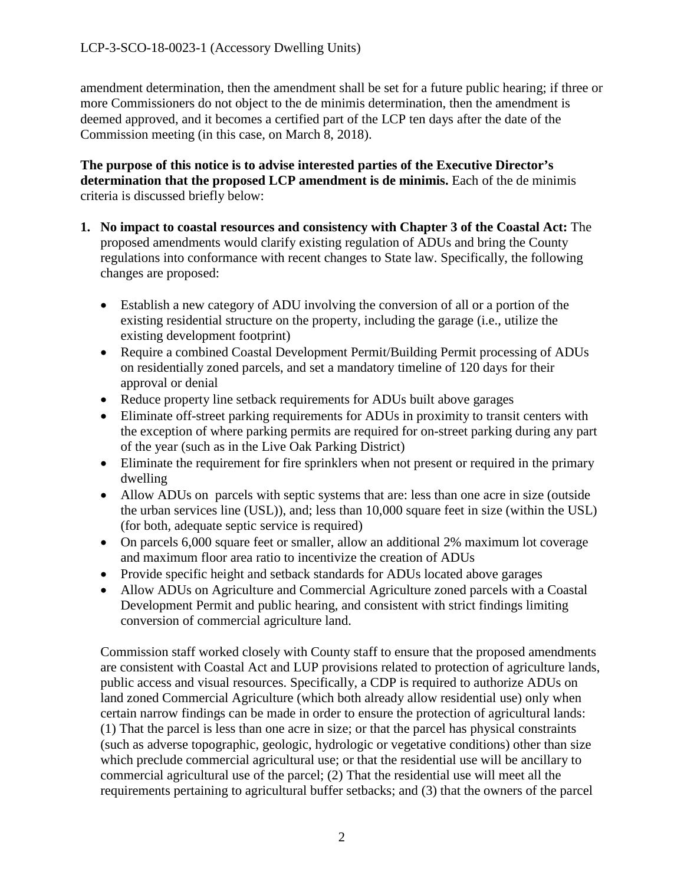amendment determination, then the amendment shall be set for a future public hearing; if three or more Commissioners do not object to the de minimis determination, then the amendment is deemed approved, and it becomes a certified part of the LCP ten days after the date of the Commission meeting (in this case, on March 8, 2018).

**The purpose of this notice is to advise interested parties of the Executive Director's determination that the proposed LCP amendment is de minimis.** Each of the de minimis criteria is discussed briefly below:

1. **No impact to coastal resources and consistency with Chapter 3 of the Coastal Act:** The proposed amendments would clarify existing regulation of ADUs and bring the County regulations into conformance with recent changes to State law. Specifically, the following changes are proposed:

   - Establish a new category of ADU involving the conversion of all or a portion of the existing residential structure on the property, including the garage (i.e., utilize the existing development footprint)
   - Require a combined Coastal Development Permit/Building Permit processing of ADUs on residentially zoned parcels, and set a mandatory timeline of 120 days for their approval or denial
   - Reduce property line setback requirements for ADUs built above garages
   - Eliminate off-street parking requirements for ADUs in proximity to transit centers with the exception of where parking permits are required for on-street parking during any part of the year (such as in the Live Oak Parking District)
   - Eliminate the requirement for fire sprinklers when not present or required in the primary dwelling
   - Allow ADUs on parcels with septic systems that are: less than one acre in size (outside the urban services line (USL)), and; less than 10,000 square feet in size (within the USL) (for both, adequate septic service is required)
   - On parcels 6,000 square feet or smaller, allow an additional 2% maximum lot coverage and maximum floor area ratio to incentivize the creation of ADUs
   - Provide specific height and setback standards for ADUs located above garages
   - Allow ADUs on Agriculture and Commercial Agriculture zoned parcels with a Coastal Development Permit and public hearing, and consistent with strict findings limiting conversion of commercial agriculture land.

   Commission staff worked closely with County staff to ensure that the proposed amendments are consistent with Coastal Act and LUP provisions related to protection of agriculture lands, public access and visual resources. Specifically, a CDP is required to authorize ADUs on land zoned Commercial Agriculture (which both already allow residential use) only when certain narrow findings can be made in order to ensure the protection of agricultural lands: (1) That the parcel is less than one acre in size; or that the parcel has physical constraints (such as adverse topographic, geologic, hydrologic or vegetative conditions) other than size which preclude commercial agricultural use; or that the residential use will be ancillary to commercial agricultural use of the parcel; (2) That the residential use will meet all the requirements pertaining to agricultural buffer setbacks; and (3) that the owners of the parcel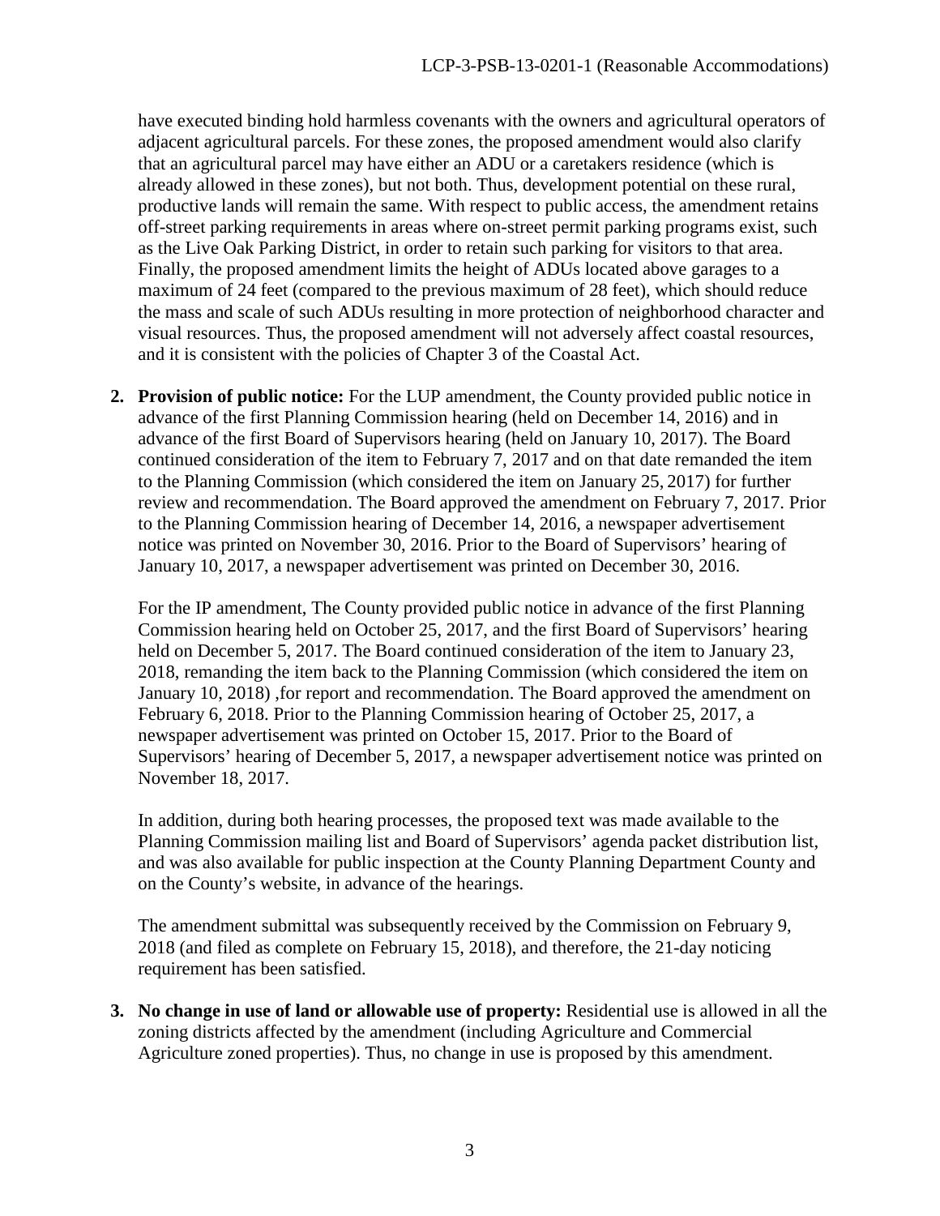have executed binding hold harmless covenants with the owners and agricultural operators of adjacent agricultural parcels. For these zones, the proposed amendment would also clarify that an agricultural parcel may have either an ADU or a caretakers residence (which is already allowed in these zones), but not both. Thus, development potential on these rural, productive lands will remain the same. With respect to public access, the amendment retains off-street parking requirements in areas where on-street permit parking programs exist, such as the Live Oak Parking District, in order to retain such parking for visitors to that area. Finally, the proposed amendment limits the height of ADUs located above garages to a maximum of 24 feet (compared to the previous maximum of 28 feet), which should reduce the mass and scale of such ADUs resulting in more protection of neighborhood character and visual resources. Thus, the proposed amendment will not adversely affect coastal resources, and it is consistent with the policies of Chapter 3 of the Coastal Act.

2. **Provision of public notice:** For the LUP amendment, the County provided public notice in advance of the first Planning Commission hearing (held on December 14, 2016) and in advance of the first Board of Supervisors hearing (held on January 10, 2017). The Board continued consideration of the item to February 7, 2017 and on that date remanded the item to the Planning Commission (which considered the item on January 25, 2017) for further review and recommendation. The Board approved the amendment on February 7, 2017. Prior to the Planning Commission hearing of December 14, 2016, a newspaper advertisement notice was printed on November 30, 2016. Prior to the Board of Supervisors' hearing of January 10, 2017, a newspaper advertisement was printed on December 30, 2016.

   For the IP amendment, The County provided public notice in advance of the first Planning Commission hearing held on October 25, 2017, and the first Board of Supervisors' hearing held on December 5, 2017. The Board continued consideration of the item to January 23, 2018, remanding the item back to the Planning Commission (which considered the item on January 10, 2018) ,for report and recommendation. The Board approved the amendment on February 6, 2018. Prior to the Planning Commission hearing of October 25, 2017, a newspaper advertisement was printed on October 15, 2017. Prior to the Board of Supervisors' hearing of December 5, 2017, a newspaper advertisement notice was printed on November 18, 2017.

   In addition, during both hearing processes, the proposed text was made available to the Planning Commission mailing list and Board of Supervisors' agenda packet distribution list, and was also available for public inspection at the County Planning Department County and on the County's website, in advance of the hearings.

   The amendment submittal was subsequently received by the Commission on February 9, 2018 (and filed as complete on February 15, 2018), and therefore, the 21-day noticing requirement has been satisfied.

3. **No change in use of land or allowable use of property:** Residential use is allowed in all the zoning districts affected by the amendment (including Agriculture and Commercial Agriculture zoned properties). Thus, no change in use is proposed by this amendment.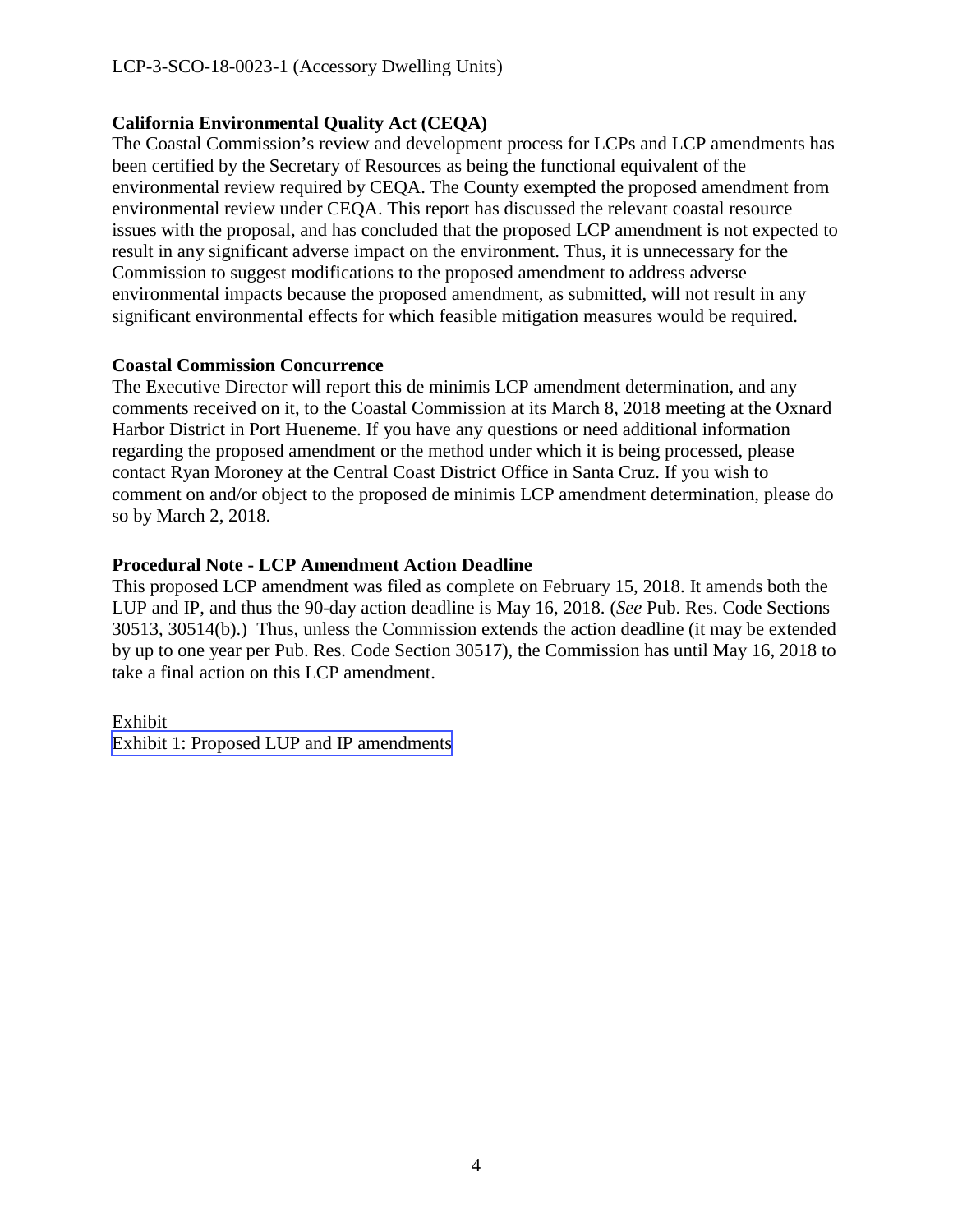**California Environmental Quality Act (CEQA)**

The Coastal Commission's review and development process for LCPs and LCP amendments has been certified by the Secretary of Resources as being the functional equivalent of the environmental review required by CEQA. The County exempted the proposed amendment from environmental review under CEQA. This report has discussed the relevant coastal resource issues with the proposal, and has concluded that the proposed LCP amendment is not expected to result in any significant adverse impact on the environment. Thus, it is unnecessary for the Commission to suggest modifications to the proposed amendment to address adverse environmental impacts because the proposed amendment, as submitted, will not result in any significant environmental effects for which feasible mitigation measures would be required.

**Coastal Commission Concurrence**

The Executive Director will report this de minimis LCP amendment determination, and any comments received on it, to the Coastal Commission at its March 8, 2018 meeting at the Oxnard Harbor District in Port Hueneme. If you have any questions or need additional information regarding the proposed amendment or the method under which it is being processed, please contact Ryan Moroney at the Central Coast District Office in Santa Cruz. If you wish to comment on and/or object to the proposed de minimis LCP amendment determination, please do so by March 2, 2018.

**Procedural Note - LCP Amendment Action Deadline**

This proposed LCP amendment was filed as complete on February 15, 2018. It amends both the LUP and IP, and thus the 90-day action deadline is May 16, 2018. (*See* Pub. Res. Code Sections 30513, 30514(b).) Thus, unless the Commission extends the action deadline (it may be extended by up to one year per Pub. Res. Code Section 30517), the Commission has until May 16, 2018 to take a final action on this LCP amendment.

Exhibit
Exhibit 1: Proposed LUP and IP amendments